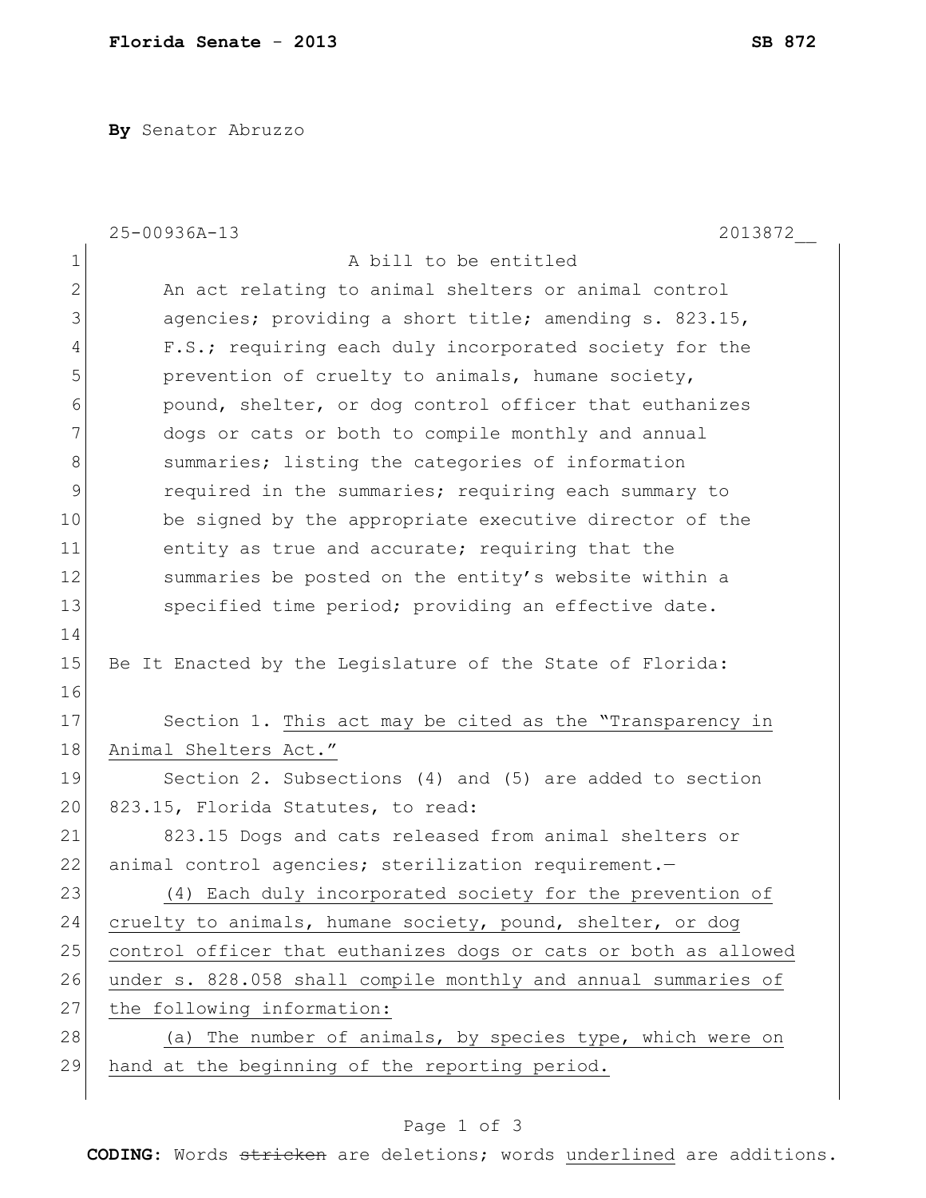**By** Senator Abruzzo

25-00936A-13 2013872__

A bill to be entitled

An act relating to animal shelters or animal control agencies; providing a short title; amending s. 823.15, F.S.; requiring each duly incorporated society for the prevention of cruelty to animals, humane society, pound, shelter, or dog control officer that euthanizes dogs or cats or both to compile monthly and annual summaries; listing the categories of information required in the summaries; requiring each summary to be signed by the appropriate executive director of the entity as true and accurate; requiring that the summaries be posted on the entity's website within a specified time period; providing an effective date.

Be It Enacted by the Legislature of the State of Florida:

Section 1. This act may be cited as the "Transparency in Animal Shelters Act."

Section 2. Subsections (4) and (5) are added to section 823.15, Florida Statutes, to read:

823.15 Dogs and cats released from animal shelters or animal control agencies; sterilization requirement.—

(4) Each duly incorporated society for the prevention of cruelty to animals, humane society, pound, shelter, or dog control officer that euthanizes dogs or cats or both as allowed under s. 828.058 shall compile monthly and annual summaries of the following information:

(a) The number of animals, by species type, which were on hand at the beginning of the reporting period.

**CODING:** Words ~~stricken~~ are deletions; words underlined are additions.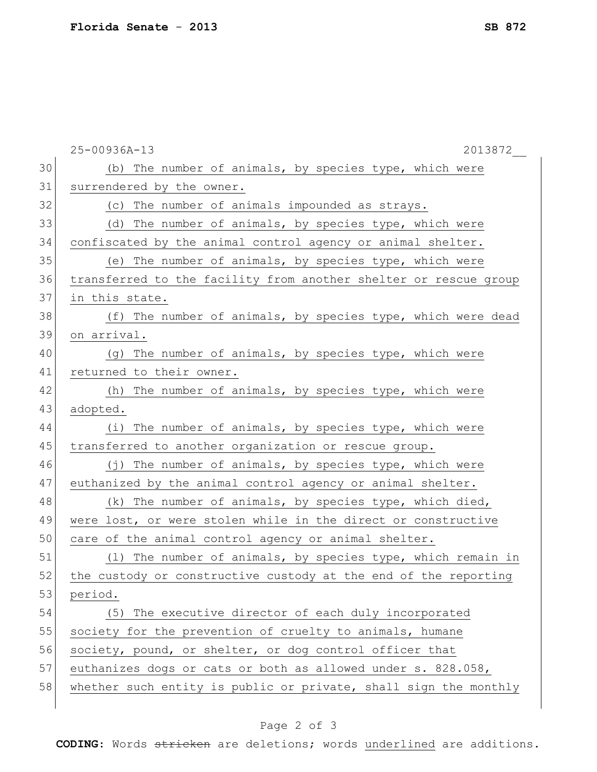(b) The number of animals, by species type, which were surrendered by the owner.

(c) The number of animals impounded as strays.

(d) The number of animals, by species type, which were confiscated by the animal control agency or animal shelter.

(e) The number of animals, by species type, which were transferred to the facility from another shelter or rescue group in this state.

(f) The number of animals, by species type, which were dead on arrival.

(g) The number of animals, by species type, which were returned to their owner.

(h) The number of animals, by species type, which were adopted.

(i) The number of animals, by species type, which were transferred to another organization or rescue group.

(j) The number of animals, by species type, which were euthanized by the animal control agency or animal shelter.

(k) The number of animals, by species type, which died, were lost, or were stolen while in the direct or constructive care of the animal control agency or animal shelter.

(l) The number of animals, by species type, which remain in the custody or constructive custody at the end of the reporting period.

(5) The executive director of each duly incorporated society for the prevention of cruelty to animals, humane society, pound, or shelter, or dog control officer that euthanizes dogs or cats or both as allowed under s. 828.058, whether such entity is public or private, shall sign the monthly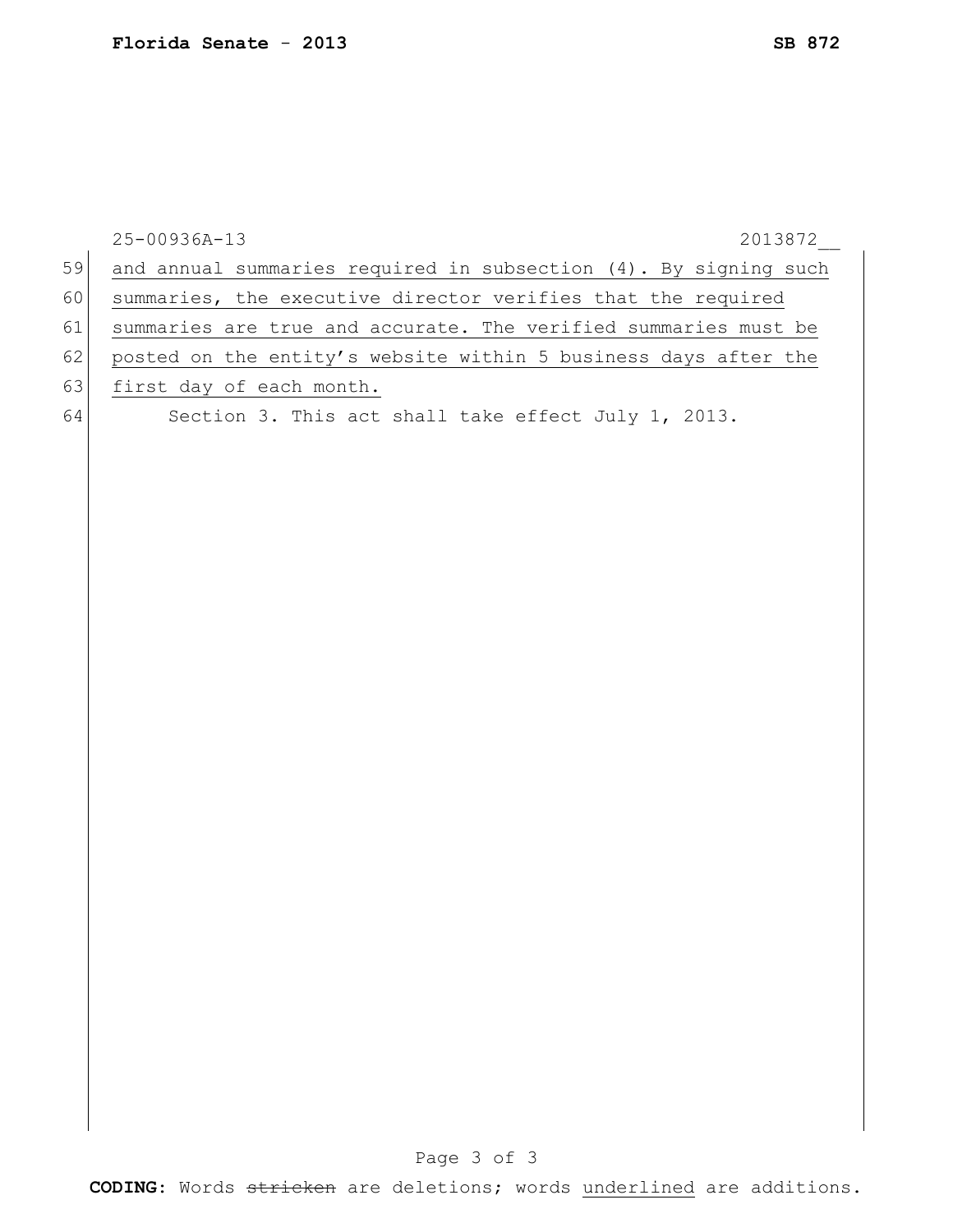25-00936A-13 2013872__

59 <u>and annual summaries required in subsection (4). By signing such</u>
60 <u>summaries, the executive director verifies that the required</u>
61 <u>summaries are true and accurate. The verified summaries must be</u>
62 <u>posted on the entity's website within 5 business days after the</u>
63 <u>first day of each month.</u>
64 Section 3. This act shall take effect July 1, 2013.

**CODING:** Words ~~stricken~~ are deletions; words <u>underlined</u> are additions.